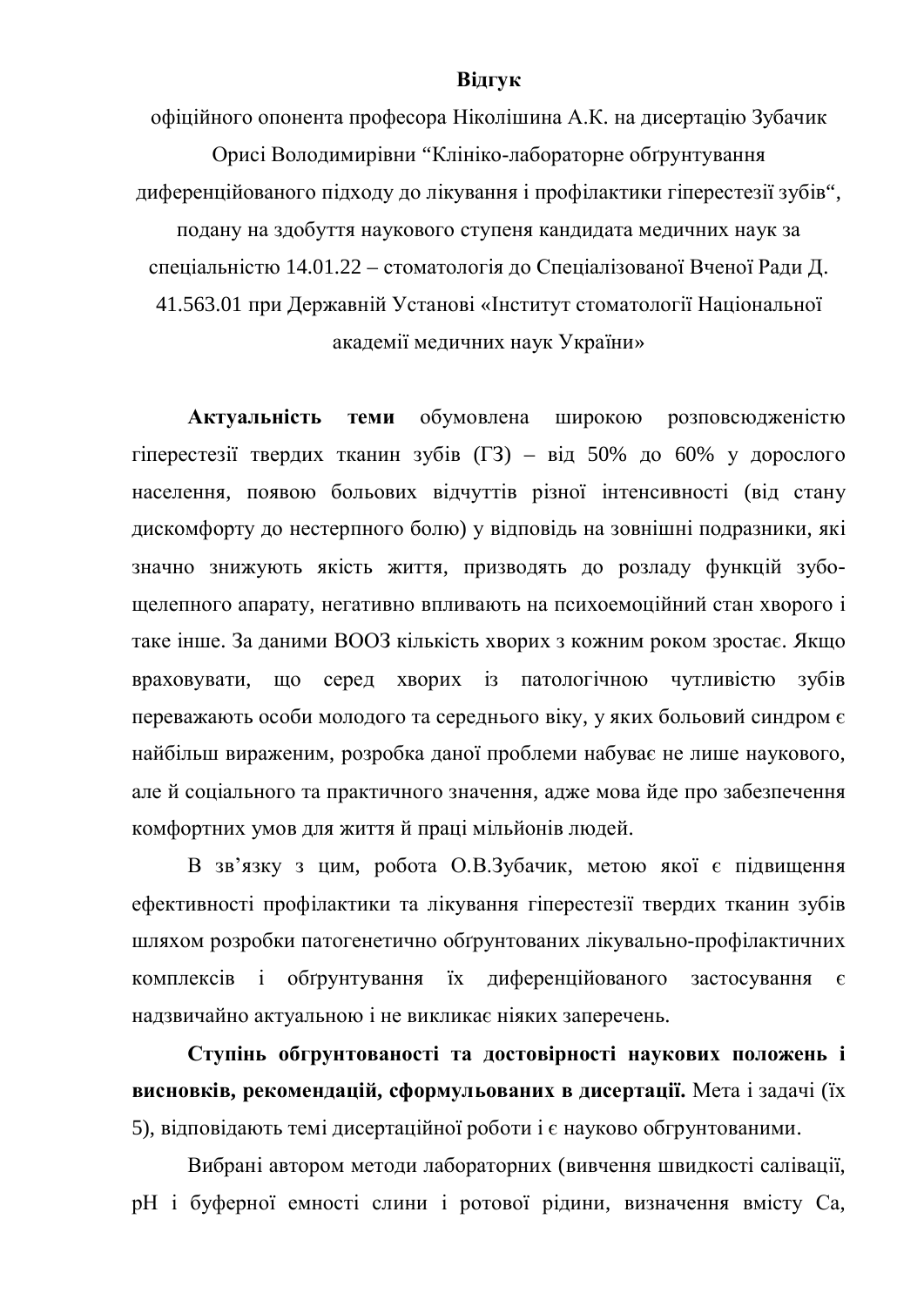**Відгук**

офіційного опонента професора Ніколішина А.К. на дисертацію Зубачик Орисі Володимирівни "Клініко-лабораторне обґрунтування диференційованого підходу до лікування і профілактики гіперестезії зубів", подану на здобуття наукового ступеня кандидата медичних наук за спеціальністю 14.01.22 – стоматологія до Спеціалізованої Вченої Ради Д. 41.563.01 при Державній Установі «Інститут стоматології Національної академії медичних наук України»

**Актуальність теми** обумовлена широкою розповсюдженістю гіперестезії твердих тканин зубів (ГЗ) – від 50% до 60% у дорослого населення, появою больових відчуттів різної інтенсивності (від стану дискомфорту до нестерпного болю) у відповідь на зовнішні подразники, які значно знижують якість життя, призводять до розладу функцій зубо-щелепного апарату, негативно впливають на психоемоційний стан хворого і таке інше. За даними ВООЗ кількість хворих з кожним роком зростає. Якщо враховувати, що серед хворих із патологічною чутливістю зубів переважають особи молодого та середнього віку, у яких больовий синдром є найбільш вираженим, розробка даної проблеми набуває не лише наукового, але й соціального та практичного значення, адже мова йде про забезпечення комфортних умов для життя й праці мільйонів людей.

В зв'язку з цим, робота О.В.Зубачик, метою якої є підвищення ефективності профілактики та лікування гіперестезії твердих тканин зубів шляхом розробки патогенетично обґрунтованих лікувально-профілактичних комплексів і обґрунтування їх диференційованого застосування є надзвичайно актуальною і не викликає ніяких заперечень.

**Ступінь обґрунтованості та достовірності наукових положень і висновків, рекомендацій, сформульованих в дисертації.** Мета і задачі (їх 5), відповідають темі дисертаційної роботи і є науково обґрунтованими.

Вибрані автором методи лабораторних (вивчення швидкості салівації, pH і буферної емності слини і ротової рідини, визначення вмісту Са,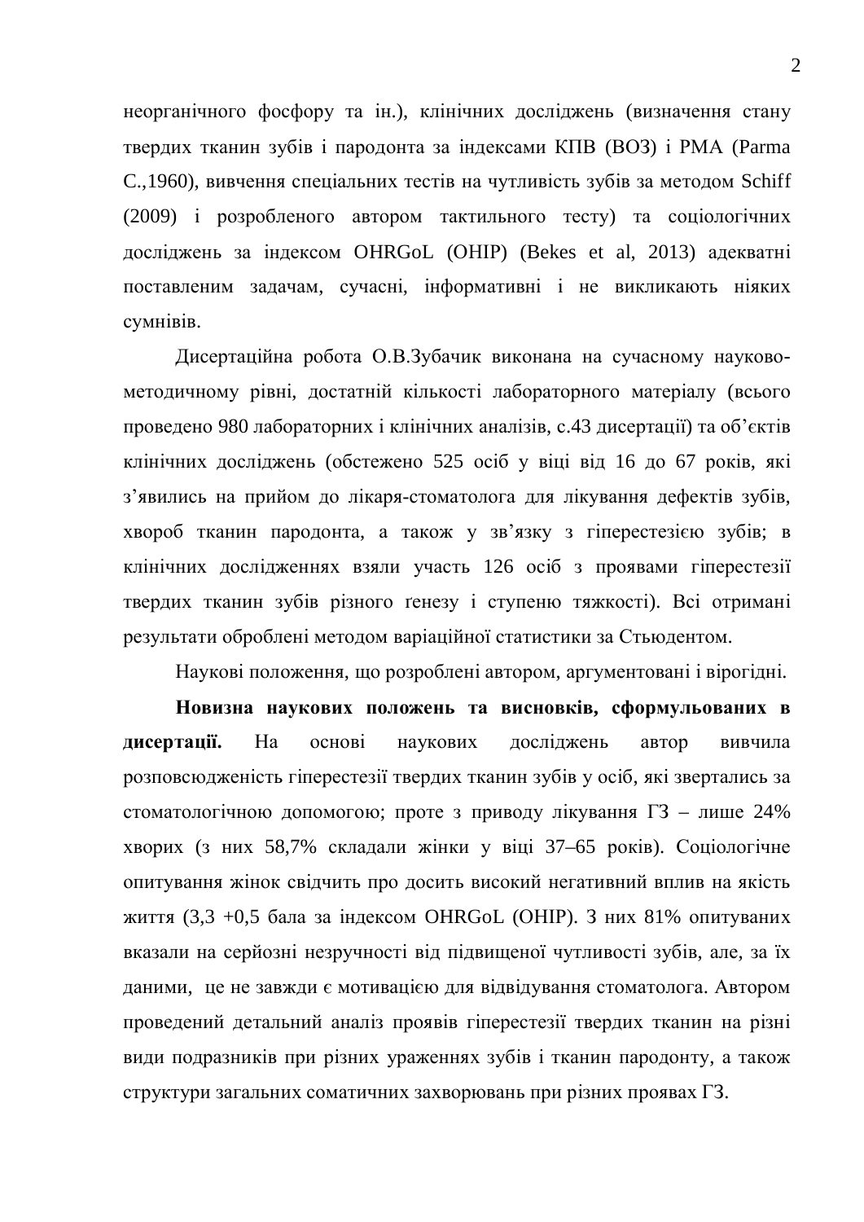неорганічного фосфору та ін.), клінічних досліджень (визначення стану твердих тканин зубів і пародонта за індексами КПВ (ВОЗ) і РМА (Parma C.,1960), вивчення спеціальних тестів на чутливість зубів за методом Schiff (2009) і розробленого автором тактильного тесту) та соціологічних досліджень за індексом OHRGoL (OHIP) (Bekes et al, 2013) адекватні поставленим задачам, сучасні, інформативні і не викликають ніяких сумнівів.

Дисертаційна робота О.В.Зубачик виконана на сучасному науково-методичному рівні, достатній кількості лабораторного матеріалу (всього проведено 980 лабораторних і клінічних аналізів, с.43 дисертації) та об'єктів клінічних досліджень (обстежено 525 осіб у віці від 16 до 67 років, які з'явились на прийом до лікаря-стоматолога для лікування дефектів зубів, хвороб тканин пародонта, а також у зв'язку з гіперестезією зубів; в клінічних дослідженнях взяли участь 126 осіб з проявами гіперестезії твердих тканин зубів різного генезу і ступеню тяжкості). Всі отримані результати оброблені методом варіаційної статистики за Стьюдентом.

Наукові положення, що розроблені автором, аргументовані і вірогідні.

**Новизна наукових положень та висновків, сформульованих в дисертації.** На основі наукових досліджень автор вивчила розповсюдженість гіперестезії твердих тканин зубів у осіб, які звертались за стоматологічною допомогою; проте з приводу лікування ГЗ – лише 24% хворих (з них 58,7% складали жінки у віці 37–65 років). Соціологічне опитування жінок свідчить про досить високий негативний вплив на якість життя (3,3 +0,5 бала за індексом OHRGoL (OHIP). З них 81% опитуваних вказали на серйозні незручності від підвищеної чутливості зубів, але, за їх даними, це не завжди є мотивацією для відвідування стоматолога. Автором проведений детальний аналіз проявів гіперестезії твердих тканин на різні види подразників при різних ураженнях зубів і тканин пародонту, а також структури загальних соматичних захворювань при різних проявах ГЗ.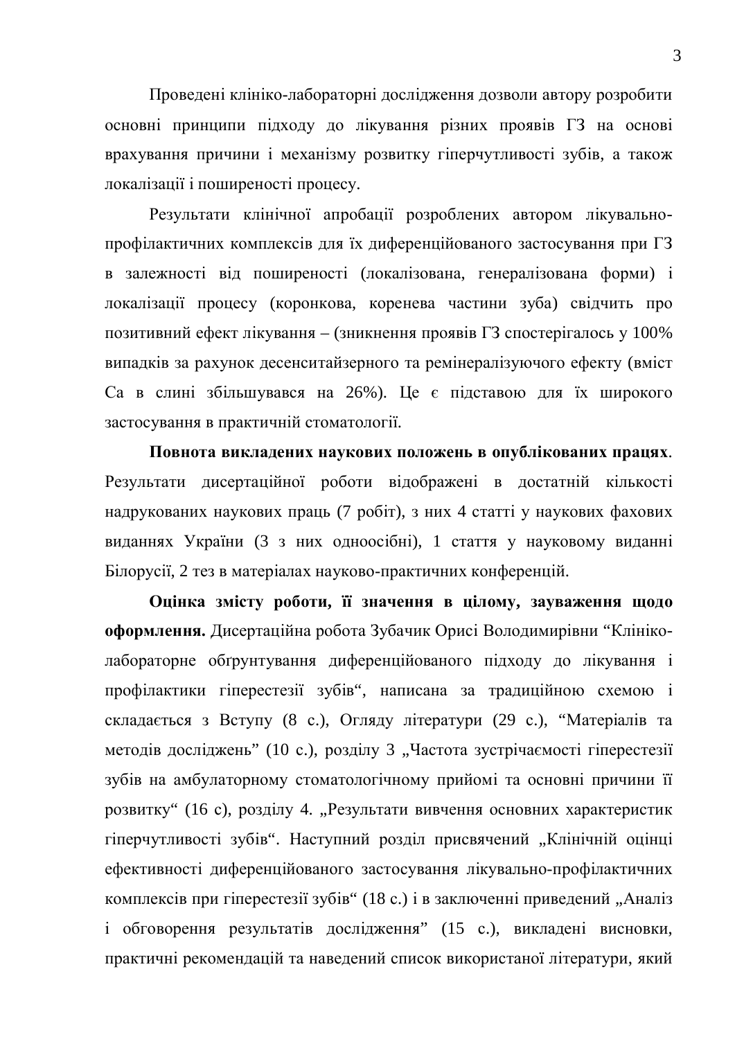Проведені клініко-лабораторні дослідження дозволи автору розробити основні принципи підходу до лікування різних проявів ГЗ на основі врахування причини і механізму розвитку гіперчутливості зубів, а також локалізації і поширеності процесу.

Результати клінічної апробації розроблених автором лікувально-профілактичних комплексів для їх диференційованого застосування при ГЗ в залежності від поширеності (локалізована, генералізована форми) і локалізації процесу (коронкова, коренева частини зуба) свідчить про позитивний ефект лікування – (зникнення проявів ГЗ спостерігалось у 100% випадків за рахунок десенситайзерного та ремінералізуючого ефекту (вміст Са в слині збільшувався на 26%). Це є підставою для їх широкого застосування в практичній стоматології.

**Повнота викладених наукових положень в опублікованих працях**. Результати дисертаційної роботи відображені в достатній кількості надрукованих наукових праць (7 робіт), з них 4 статті у наукових фахових виданнях України (3 з них одноосібні), 1 стаття у науковому виданні Білорусії, 2 тез в матеріалах науково-практичних конференцій.

**Оцінка змісту роботи, її значення в цілому, зауваження щодо оформлення.** Дисертаційна робота Зубачик Орисі Володимирівни "Клініко-лабораторне обґрунтування диференційованого підходу до лікування і профілактики гіперестезії зубів", написана за традиційною схемою і складається з Вступу (8 с.), Огляду літератури (29 с.), "Матеріалів та методів досліджень" (10 с.), розділу 3 „Частота зустрічаємості гіперестезії зубів на амбулаторному стоматологічному прийомі та основні причини її розвитку" (16 с), розділу 4. „Результати вивчення основних характеристик гіперчутливості зубів". Наступний розділ присвячений „Клінічній оцінці ефективності диференційованого застосування лікувально-профілактичних комплексів при гіперестезії зубів" (18 с.) і в заключенні приведений „Аналіз і обговорення результатів дослідження" (15 с.), викладені висновки, практичні рекомендацій та наведений список використаної літератури, який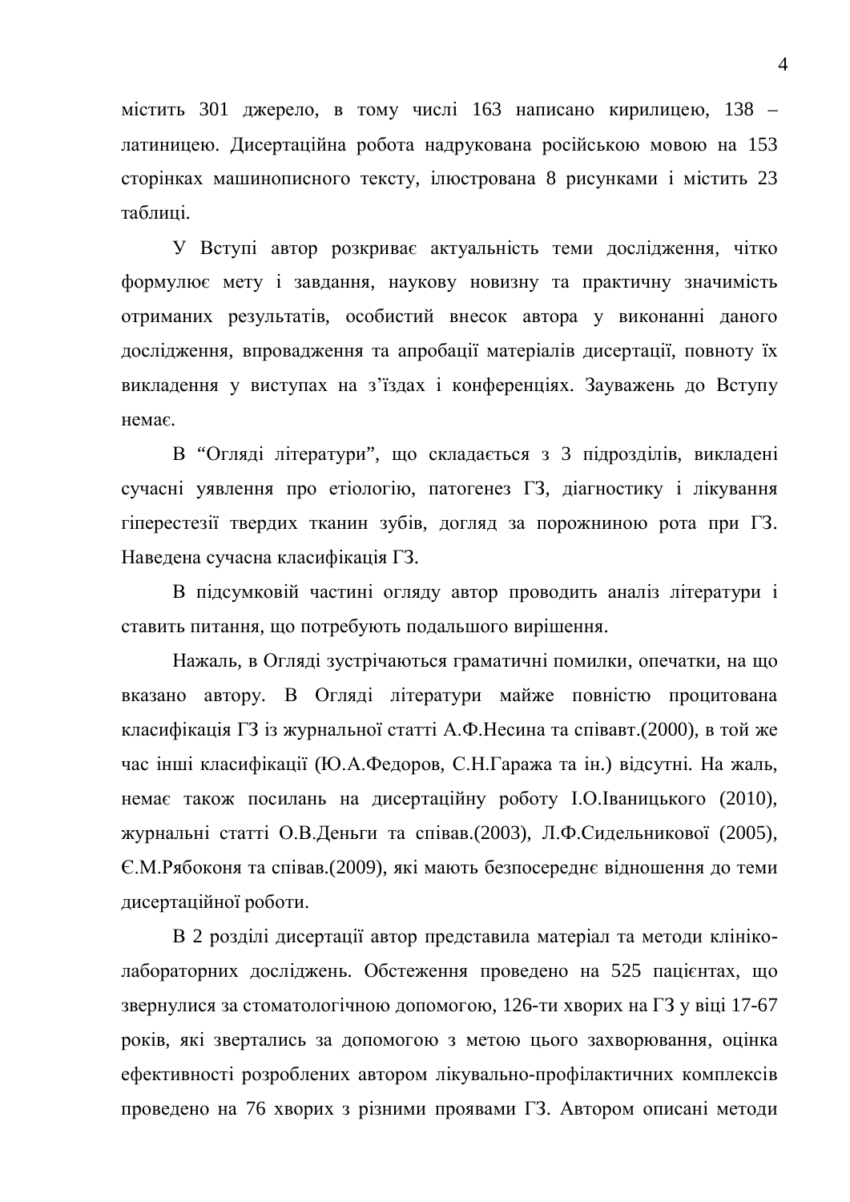містить 301 джерело, в тому числі 163 написано кирилицею, 138 – латиницею. Дисертаційна робота надрукована російською мовою на 153 сторінках машинописного тексту, ілюстрована 8 рисунками і містить 23 таблиці.

У Вступі автор розкриває актуальність теми дослідження, чітко формулює мету і завдання, наукову новизну та практичну значимість отриманих результатів, особистий внесок автора у виконанні даного дослідження, впровадження та апробації матеріалів дисертації, повноту їх викладення у виступах на з’їздах і конференціях. Зауважень до Вступу немає.

В “Огляді літератури”, що складається з 3 підрозділів, викладені сучасні уявлення про етіологію, патогенез ГЗ, діагностику і лікування гіперестезії твердих тканин зубів, догляд за порожниною рота при ГЗ. Наведена сучасна класифікація ГЗ.

В підсумковій частині огляду автор проводить аналіз літератури і ставить питання, що потребують подальшого вирішення.

Нажаль, в Огляді зустрічаються граматичні помилки, опечатки, на що вказано автору. В Огляді літератури майже повністю процитована класифікація ГЗ із журнальної статті А.Ф.Несина та співавт.(2000), в той же час інші класифікації (Ю.А.Федоров, С.Н.Гаража та ін.) відсутні. На жаль, немає також посилань на дисертаційну роботу І.О.Іваницького (2010), журнальні статті О.В.Деньги та співав.(2003), Л.Ф.Сидельникової (2005), Є.М.Рябоконя та співав.(2009), які мають безпосереднє відношення до теми дисертаційної роботи.

В 2 розділі дисертації автор представила матеріал та методи клініко-лабораторних досліджень. Обстеження проведено на 525 пацієнтах, що звернулися за стоматологічною допомогою, 126-ти хворих на ГЗ у віці 17-67 років, які звертались за допомогою з метою цього захворювання, оцінка ефективності розроблених автором лікувально-профілактичних комплексів проведено на 76 хворих з різними проявами ГЗ. Автором описані методи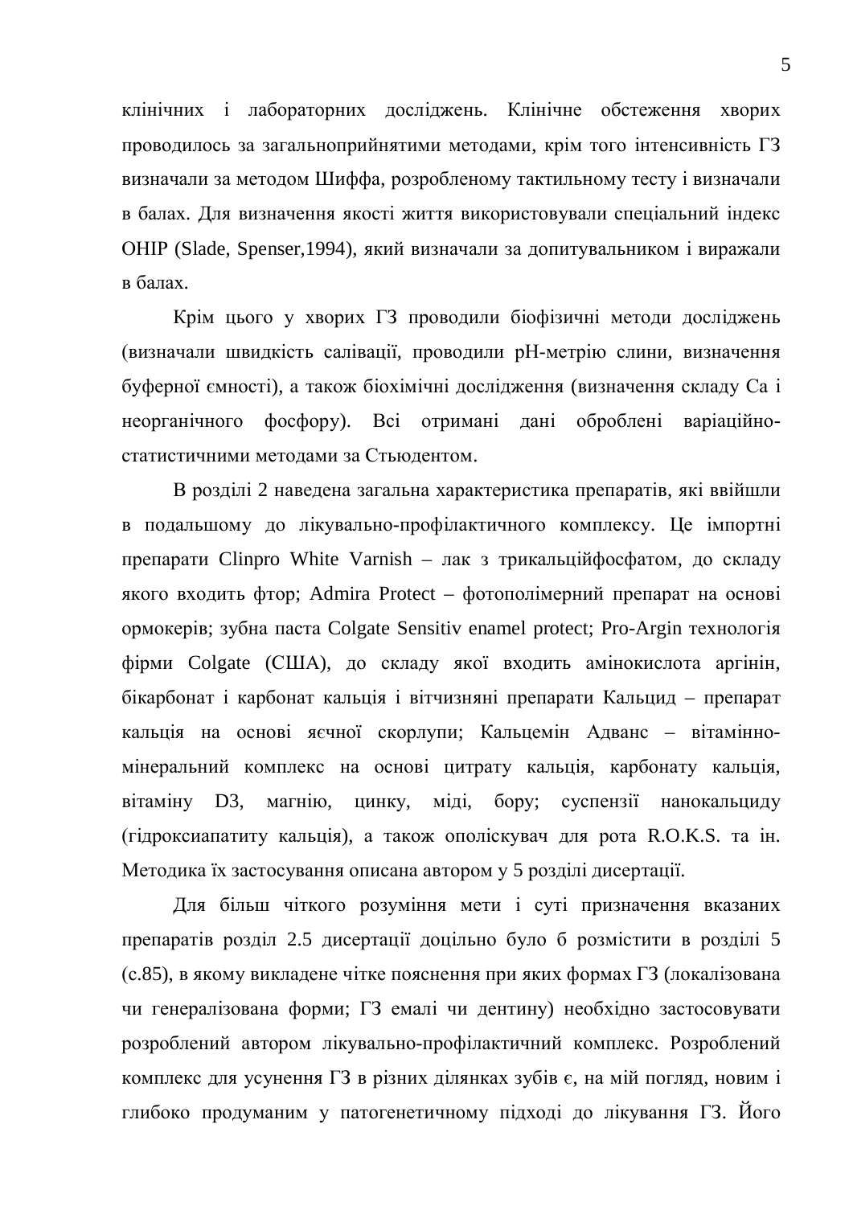клінічних і лабораторних досліджень. Клінічне обстеження хворих проводилось за загальноприйнятими методами, крім того інтенсивність ГЗ визначали за методом Шиффа, розробленому тактильному тесту і визначали в балах. Для визначення якості життя використовували спеціальний індекс OHIP (Slade, Spenser,1994), який визначали за допитувальником і виражали в балах.

Крім цього у хворих ГЗ проводили біофізичні методи досліджень (визначали швидкість салівації, проводили рН-метрію слини, визначення буферної ємності), а також біохімічні дослідження (визначення складу Са і неорганічного фосфору). Всі отримані дані оброблені варіаційно-статистичними методами за Стьюдентом.

В розділі 2 наведена загальна характеристика препаратів, які ввійшли в подальшому до лікувально-профілактичного комплексу. Це імпортні препарати Clinpro White Varnish – лак з трикальційфосфатом, до складу якого входить фтор; Admira Protect – фотополімерний препарат на основі ормокерів; зубна паста Colgate Sensitiv enamel protect; Pro-Argin технологія фірми Colgate (США), до складу якої входить амінокислота аргінін, бікарбонат і карбонат кальція і вітчизняні препарати Кальцид – препарат кальція на основі яєчної скорлупи; Кальцемін Адванс – вітамінно-мінеральний комплекс на основі цитрату кальція, карбонату кальція, вітаміну D3, магнію, цинку, міді, бору; суспензії нанокальциду (гідроксиапатиту кальція), а також ополіскувач для рота R.O.K.S. та ін. Методика їх застосування описана автором у 5 розділі дисертації.

Для більш чіткого розуміння мети і суті призначення вказаних препаратів розділ 2.5 дисертації доцільно було б розмістити в розділі 5 (с.85), в якому викладене чітке пояснення при яких формах ГЗ (локалізована чи генералізована форми; ГЗ емалі чи дентину) необхідно застосовувати розроблений автором лікувально-профілактичний комплекс. Розроблений комплекс для усунення ГЗ в різних ділянках зубів є, на мій погляд, новим і глибоко продуманим у патогенетичному підході до лікування ГЗ. Його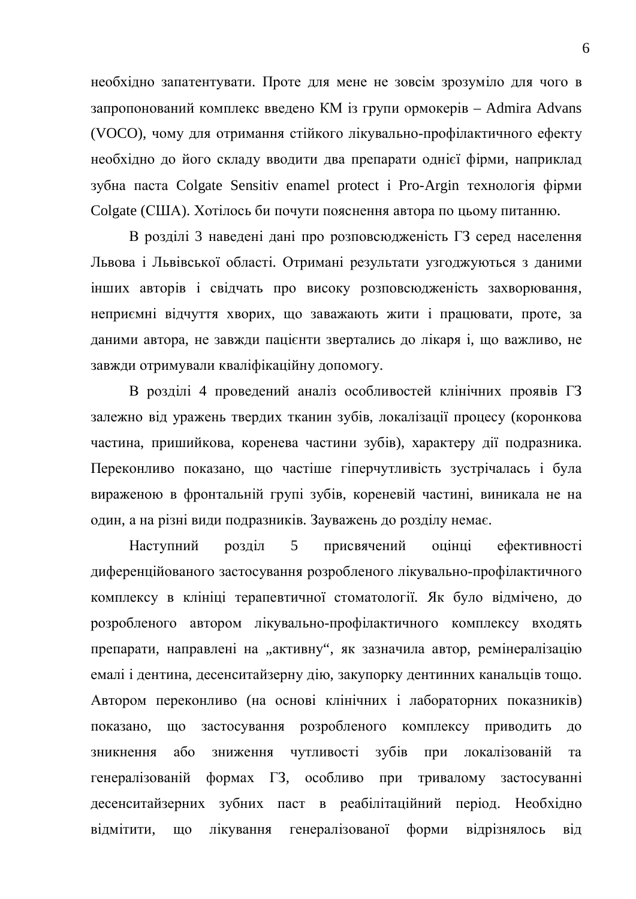необхідно запатентувати. Проте для мене не зовсім зрозуміло для чого в запропонований комплекс введено КМ із групи ормокерів – Admira Advans (VOCO), чому для отримання стійкого лікувально-профілактичного ефекту необхідно до його складу вводити два препарати однієї фірми, наприклад зубна паста Colgate Sensitiv enamel protect і Pro-Argin технологія фірми Colgate (США). Хотілось би почути пояснення автора по цьому питанню.

В розділі 3 наведені дані про розповсюдженість ГЗ серед населення Львова і Львівської області. Отримані результати узгоджуються з даними інших авторів і свідчать про високу розповсюдженість захворювання, неприємні відчуття хворих, що заважають жити і працювати, проте, за даними автора, не завжди пацієнти звертались до лікаря і, що важливо, не завжди отримували кваліфікаційну допомогу.

В розділі 4 проведений аналіз особливостей клінічних проявів ГЗ залежно від уражень твердих тканин зубів, локалізації процесу (коронкова частина, пришийкова, коренева частини зубів), характеру дії подразника. Переконливо показано, що частіше гіперчутливість зустрічалась і була вираженою в фронтальній групі зубів, кореневій частині, виникала не на один, а на різні види подразників. Зауважень до розділу немає.

Наступний розділ 5 присвячений оцінці ефективності диференційованого застосування розробленого лікувально-профілактичного комплексу в клініці терапевтичної стоматології. Як було відмічено, до розробленого автором лікувально-профілактичного комплексу входять препарати, направлені на „активну“, як зазначила автор, ремінералізацію емалі і дентина, десенситайзерну дію, закупорку дентинних канальців тощо. Автором переконливо (на основі клінічних і лабораторних показників) показано, що застосування розробленого комплексу приводить до зникнення або зниження чутливості зубів при локалізованій та генералізованій формах ГЗ, особливо при тривалому застосуванні десенситайзерних зубних паст в реабілітаційний період. Необхідно відмітити, що лікування генералізованої форми відрізнялось від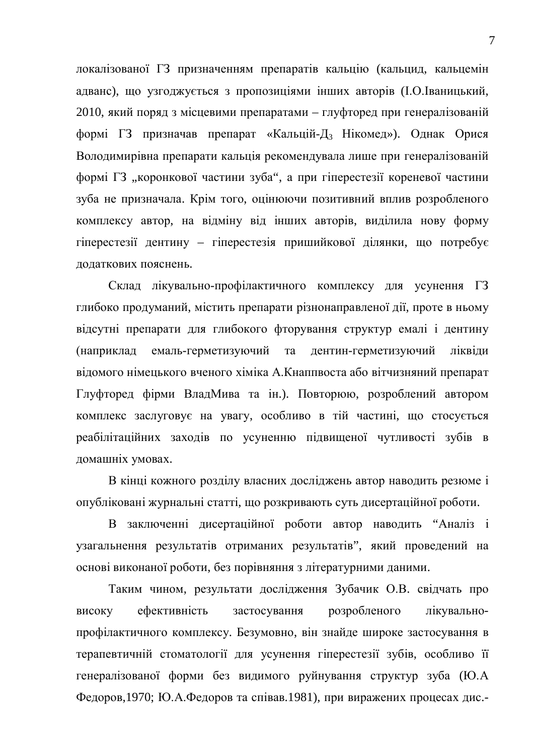локалізованої ГЗ призначенням препаратів кальцію (кальцид, кальцемін адванс), що узгоджується з пропозиціями інших авторів (І.О.Іваницький, 2010, який поряд з місцевими препаратами – глуфторед при генералізованій формі ГЗ призначав препарат «Кальцій-$Д_3$ Нікомед»). Однак Орися Володимирівна препарати кальція рекомендувала лише при генералізованій формі ГЗ „коронкової частини зуба“, а при гіперестезії кореневої частини зуба не призначала. Крім того, оцінюючи позитивний вплив розробленого комплексу автор, на відміну від інших авторів, виділила нову форму гіперестезії дентину – гіперестезія пришийкової ділянки, що потребує додаткових пояснень.

Склад лікувально-профілактичного комплексу для усунення ГЗ глибоко продуманий, містить препарати різнонаправленої дії, проте в ньому відсутні препарати для глибокого фторування структур емалі і дентину (наприклад емаль-герметизуючий та дентин-герметизуючий ліквіди відомого німецького вченого хіміка А.Кнаппвоста або вітчизняний препарат Глуфторед фірми ВладМива та ін.). Повторюю, розроблений автором комплекс заслуговує на увагу, особливо в тій частині, що стосується реабілітаційних заходів по усуненню підвищеної чутливості зубів в домашніх умовах.

В кінці кожного розділу власних досліджень автор наводить резюме і опубліковані журнальні статті, що розкривають суть дисертаційної роботи.

В заключенні дисертаційної роботи автор наводить “Аналіз і узагальнення результатів отриманих результатів”, який проведений на основі виконаної роботи, без порівняння з літературними даними.

Таким чином, результати дослідження Зубачик О.В. свідчать про високу ефективність застосування розробленого лікувально-профілактичного комплексу. Безумовно, він знайде широке застосування в терапевтичній стоматології для усунення гіперестезії зубів, особливо її генералізованої форми без видимого руйнування структур зуба (Ю.А Федоров,1970; Ю.А.Федоров та співав.1981), при виражених процесах дис.-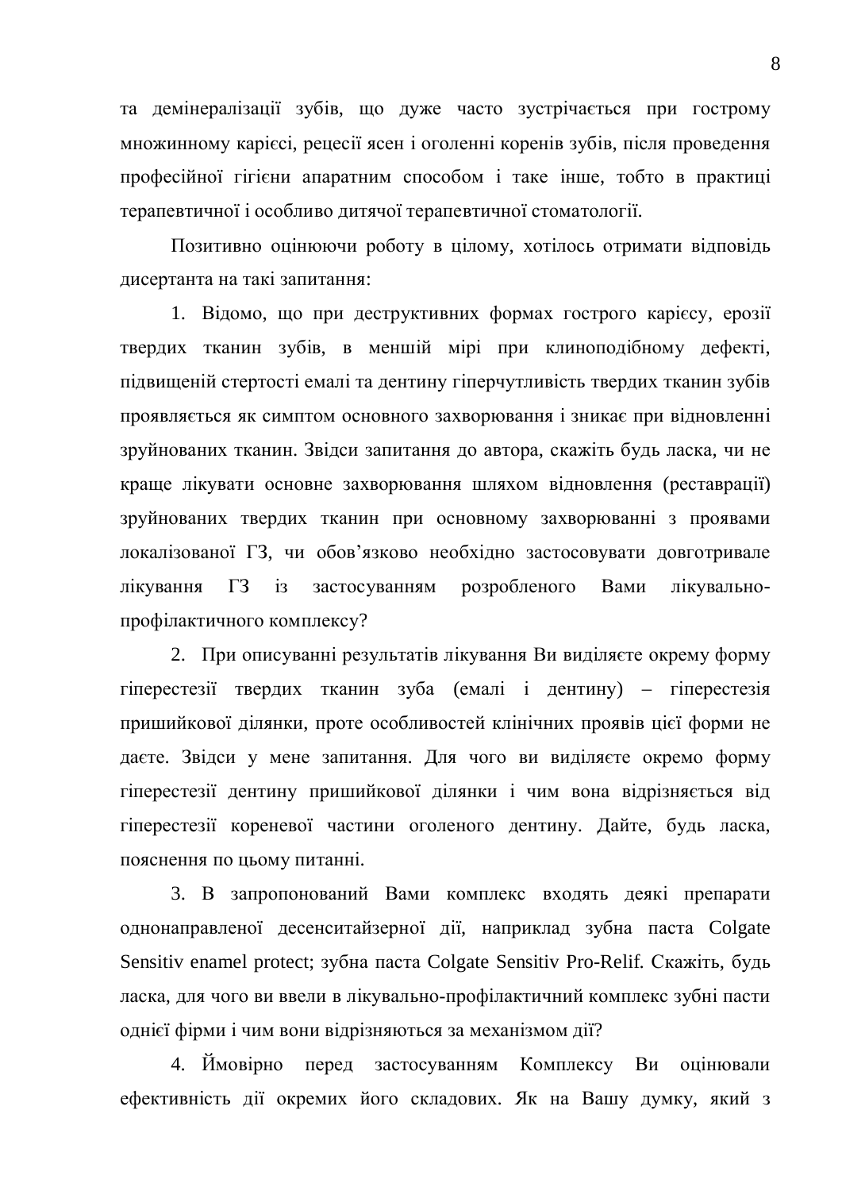та демінералізації зубів, що дуже часто зустрічається при гострому множинному карієсі, рецесії ясен і оголенні коренів зубів, після проведення професійної гігієни апаратним способом і таке інше, тобто в практиці терапевтичної і особливо дитячої терапевтичної стоматології.

Позитивно оцінюючи роботу в цілому, хотілось отримати відповідь дисертанта на такі запитання:

1. Відомо, що при деструктивних формах гострого карієсу, ерозії твердих тканин зубів, в меншій мірі при клиноподібному дефекті, підвищеній стертості емалі та дентину гіперчутливість твердих тканин зубів проявляється як симптом основного захворювання і зникає при відновленні зруйнованих тканин. Звідси запитання до автора, скажіть будь ласка, чи не краще лікувати основне захворювання шляхом відновлення (реставрації) зруйнованих твердих тканин при основному захворюванні з проявами локалізованої ГЗ, чи обов'язково необхідно застосовувати довготривале лікування ГЗ із застосуванням розробленого Вами лікувально-профілактичного комплексу?

2. При описуванні результатів лікування Ви виділяєте окрему форму гіперестезії твердих тканин зуба (емалі і дентину) – гіперестезія пришийкової ділянки, проте особливостей клінічних проявів цієї форми не даєте. Звідси у мене запитання. Для чого ви виділяєте окремо форму гіперестезії дентину пришийкової ділянки і чим вона відрізняється від гіперестезії кореневої частини оголеного дентину. Дайте, будь ласка, пояснення по цьому питанні.

3. В запропонований Вами комплекс входять деякі препарати однонаправленої десенситайзерної дії, наприклад зубна паста Colgate Sensitiv enamel protect; зубна паста Colgate Sensitiv Pro-Relif. Скажіть, будь ласка, для чого ви ввели в лікувально-профілактичний комплекс зубні пасти однієї фірми і чим вони відрізняються за механізмом дії?

4. Ймовірно перед застосуванням Комплексу Ви оцінювали ефективність дії окремих його складових. Як на Вашу думку, який з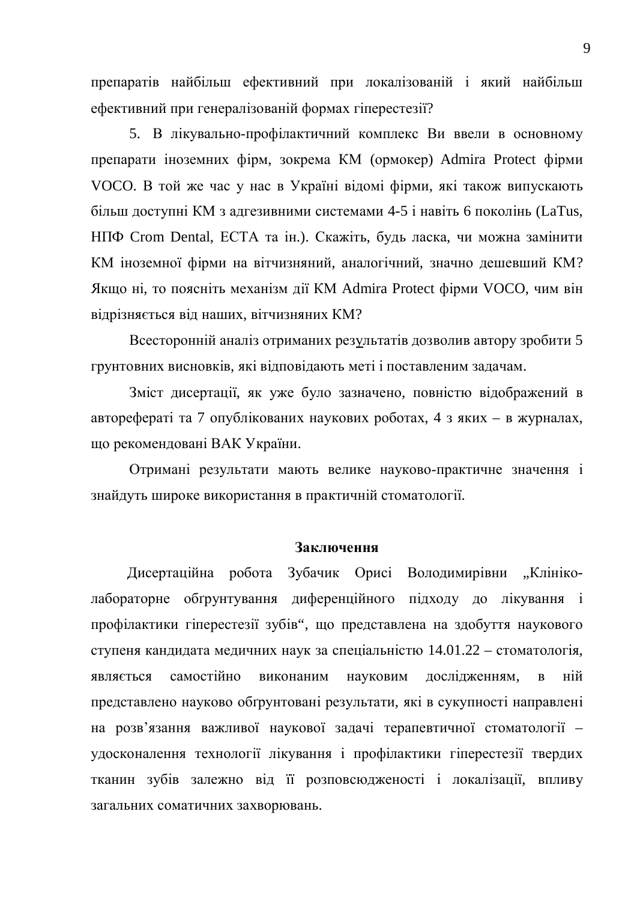препаратів найбільш ефективний при локалізованій і який найбільш ефективний при генералізованій формах гіперестезії?

5. В лікувально-профілактичний комплекс Ви ввели в основному препарати іноземних фірм, зокрема КМ (ормокер) Admira Protect фірми VOCO. В той же час у нас в Україні відомі фірми, які також випускають більш доступні КМ з адгезивними системами 4-5 і навіть 6 поколінь (LaTus, НПФ Crom Dental, ЕСТА та ін.). Скажіть, будь ласка, чи можна замінити КМ іноземної фірми на вітчизняний, аналогічний, значно дешевший КМ? Якщо ні, то поясніть механізм дії КМ Admira Protect фірми VOCO, чим він відрізняється від наших, вітчизняних КМ?

Всесторонній аналіз отриманих результатів дозволив автору зробити 5 грунтовних висновків, які відповідають меті і поставленим задачам.

Зміст дисертації, як уже було зазначено, повністю відображений в автореферати та 7 опублікованих наукових роботах, 4 з яких – в журналах, що рекомендовані ВАК України.

Отримані результати мають велике науково-практичне значення і знайдуть широке використання в практичній стоматології.

**Заключення**

Дисертаційна робота Зубачик Орисі Володимирівни „Клініко-лабораторне обґрунтування диференційного підходу до лікування і профілактики гіперестезії зубів“, що представлена на здобуття наукового ступеня кандидата медичних наук за спеціальністю 14.01.22 – стоматологія, являється самостійно виконаним науковим дослідженням, в ній представлено науково обґрунтовані результати, які в сукупності направлені на розв’язання важливої наукової задачі терапевтичної стоматології – удосконалення технології лікування і профілактики гіперестезії твердих тканин зубів залежно від її розповсюдженості і локалізації, впливу загальних соматичних захворювань.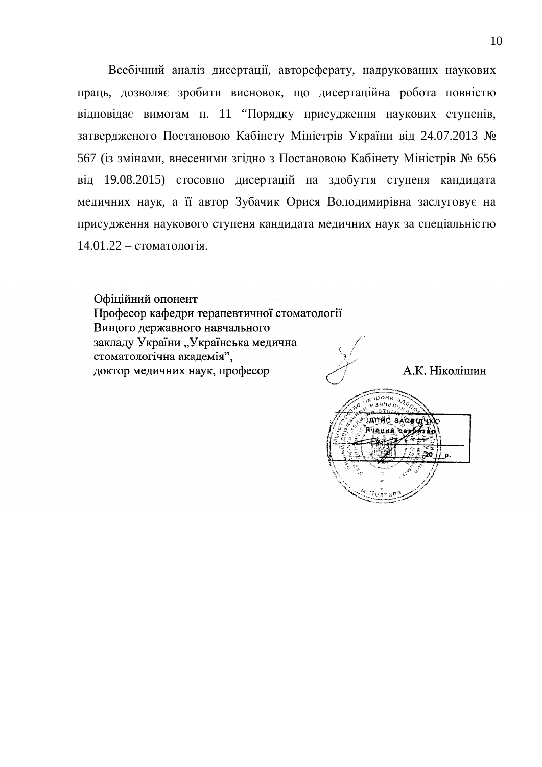Всебічний аналіз дисертації, автореферату, надрукованих наукових праць, дозволяє зробити висновок, що дисертаційна робота повністю відповідає вимогам п. 11 "Порядку присудження наукових ступенів, затвердженого Постановою Кабінету Міністрів України від 24.07.2013 № 567 (із змінами, внесеними згідно з Постановою Кабінету Міністрів № 656 від 19.08.2015) стосовно дисертацій на здобуття ступеня кандидата медичних наук, а її автор Зубачик Орися Володимирівна заслуговує на присудження наукового ступеня кандидата медичних наук за спеціальністю 14.01.22 – стоматологія.

Офіційний опонент
Професор кафедри терапевтичної стоматології
Вищого державного навчального
закладу України „Українська медична
стоматологічна академія",
доктор медичних наук, професор А.К. Ніколішин

ПІДПИС ЗАСВІДЧУЮ
Вчений секретар
20 р.